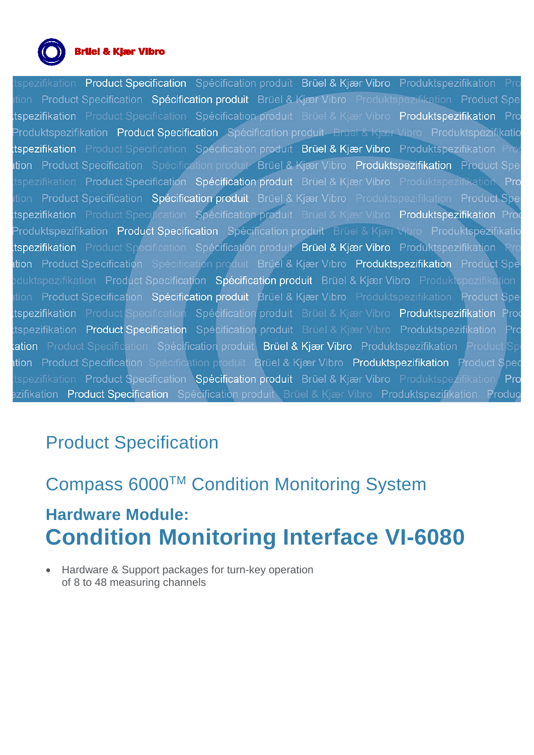Brüel & Kjær Vibro

# Product Specification

## Compass 6000™ Condition Monitoring System

### Hardware Module:
# Condition Monitoring Interface VI-6080

- Hardware & Support packages for turn-key operation of 8 to 48 measuring channels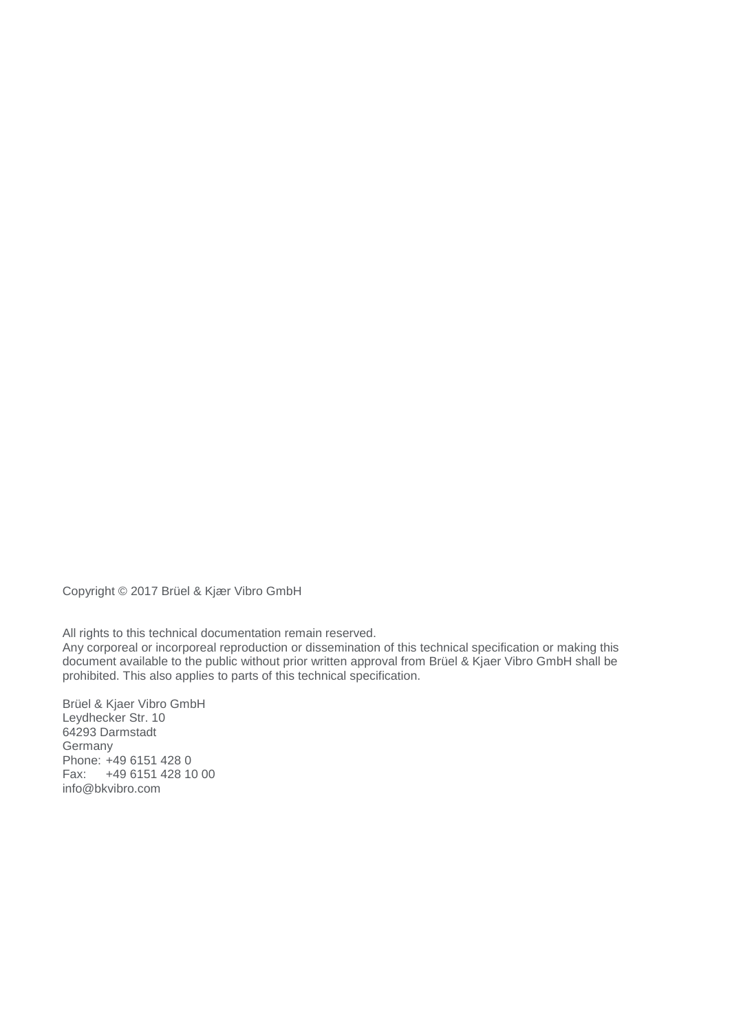Copyright © 2017 Brüel & Kjær Vibro GmbH

All rights to this technical documentation remain reserved.
Any corporeal or incorporeal reproduction or dissemination of this technical specification or making this document available to the public without prior written approval from Brüel & Kjaer Vibro GmbH shall be prohibited. This also applies to parts of this technical specification.

Brüel & Kjaer Vibro GmbH
Leydhecker Str. 10
64293 Darmstadt
Germany
Phone: +49 6151 428 0
Fax: +49 6151 428 10 00
info@bkvibro.com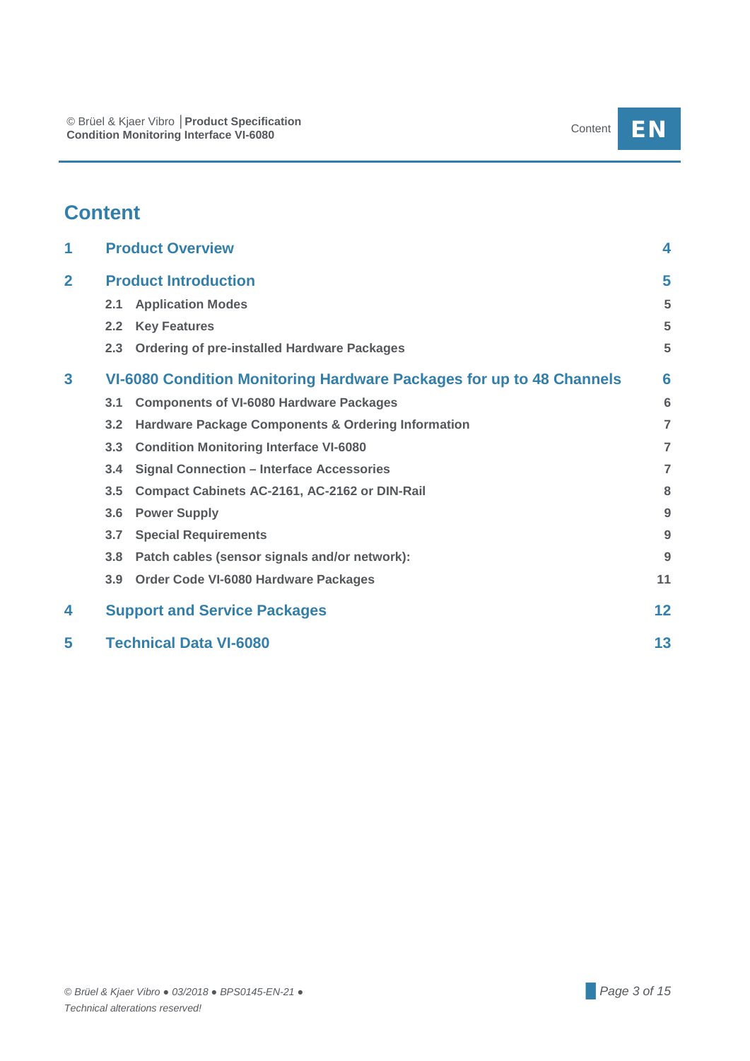# Content

| | | |
|---|---|---|
| **1** | **Product Overview** | **4** |
| **2** | **Product Introduction** | **5** |
| 2.1 | Application Modes | 5 |
| 2.2 | Key Features | 5 |
| 2.3 | Ordering of pre-installed Hardware Packages | 5 |
| **3** | **VI-6080 Condition Monitoring Hardware Packages for up to 48 Channels** | **6** |
| 3.1 | Components of VI-6080 Hardware Packages | 6 |
| 3.2 | Hardware Package Components & Ordering Information | 7 |
| 3.3 | Condition Monitoring Interface VI-6080 | 7 |
| 3.4 | Signal Connection – Interface Accessories | 7 |
| 3.5 | Compact Cabinets AC-2161, AC-2162 or DIN-Rail | 8 |
| 3.6 | Power Supply | 9 |
| 3.7 | Special Requirements | 9 |
| 3.8 | Patch cables (sensor signals and/or network): | 9 |
| 3.9 | Order Code VI-6080 Hardware Packages | 11 |
| **4** | **Support and Service Packages** | **12** |
| **5** | **Technical Data VI-6080** | **13** |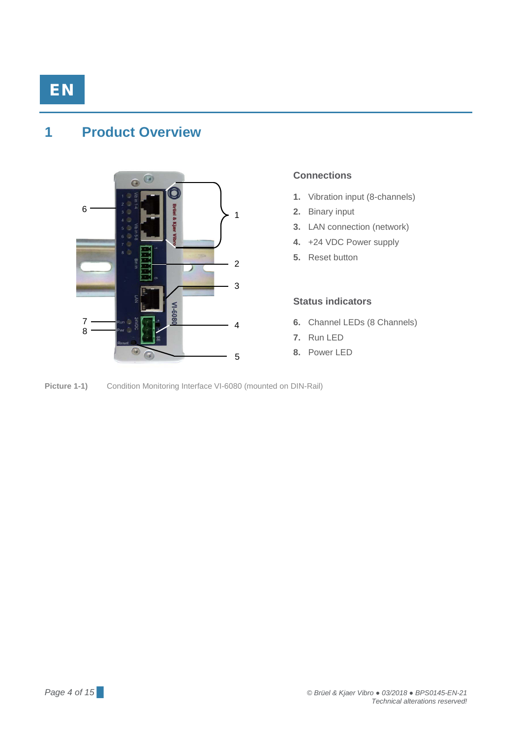EN

# 1 Product Overview

### Connections

1. Vibration input (8-channels)
2. Binary input
3. LAN connection (network)
4. +24 VDC Power supply
5. Reset button

### Status indicators

6. Channel LEDs (8 Channels)
7. Run LED
8. Power LED

**Picture 1-1)** Condition Monitoring Interface VI-6080 (mounted on DIN-Rail)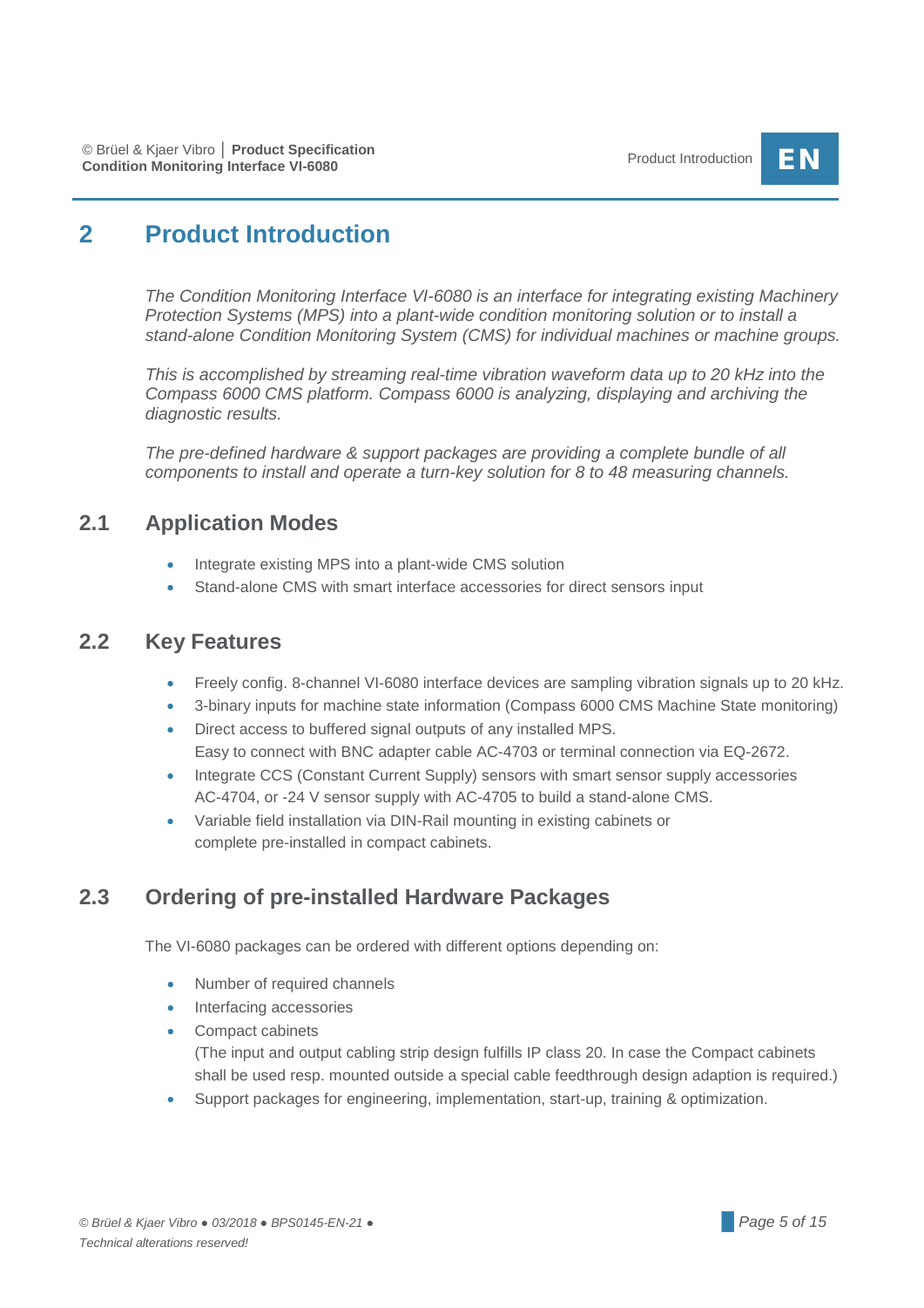# 2 Product Introduction

*The Condition Monitoring Interface VI-6080 is an interface for integrating existing Machinery Protection Systems (MPS) into a plant-wide condition monitoring solution or to install a stand-alone Condition Monitoring System (CMS) for individual machines or machine groups.*

*This is accomplished by streaming real-time vibration waveform data up to 20 kHz into the Compass 6000 CMS platform. Compass 6000 is analyzing, displaying and archiving the diagnostic results.*

*The pre-defined hardware & support packages are providing a complete bundle of all components to install and operate a turn-key solution for 8 to 48 measuring channels.*

## 2.1 Application Modes

- Integrate existing MPS into a plant-wide CMS solution
- Stand-alone CMS with smart interface accessories for direct sensors input

## 2.2 Key Features

- Freely config. 8-channel VI-6080 interface devices are sampling vibration signals up to 20 kHz.
- 3-binary inputs for machine state information (Compass 6000 CMS Machine State monitoring)
- Direct access to buffered signal outputs of any installed MPS.
  Easy to connect with BNC adapter cable AC-4703 or terminal connection via EQ-2672.
- Integrate CCS (Constant Current Supply) sensors with smart sensor supply accessories AC-4704, or -24 V sensor supply with AC-4705 to build a stand-alone CMS.
- Variable field installation via DIN-Rail mounting in existing cabinets or complete pre-installed in compact cabinets.

## 2.3 Ordering of pre-installed Hardware Packages

The VI-6080 packages can be ordered with different options depending on:

- Number of required channels
- Interfacing accessories
- Compact cabinets
  (The input and output cabling strip design fulfills IP class 20. In case the Compact cabinets shall be used resp. mounted outside a special cable feedthrough design adaption is required.)
- Support packages for engineering, implementation, start-up, training & optimization.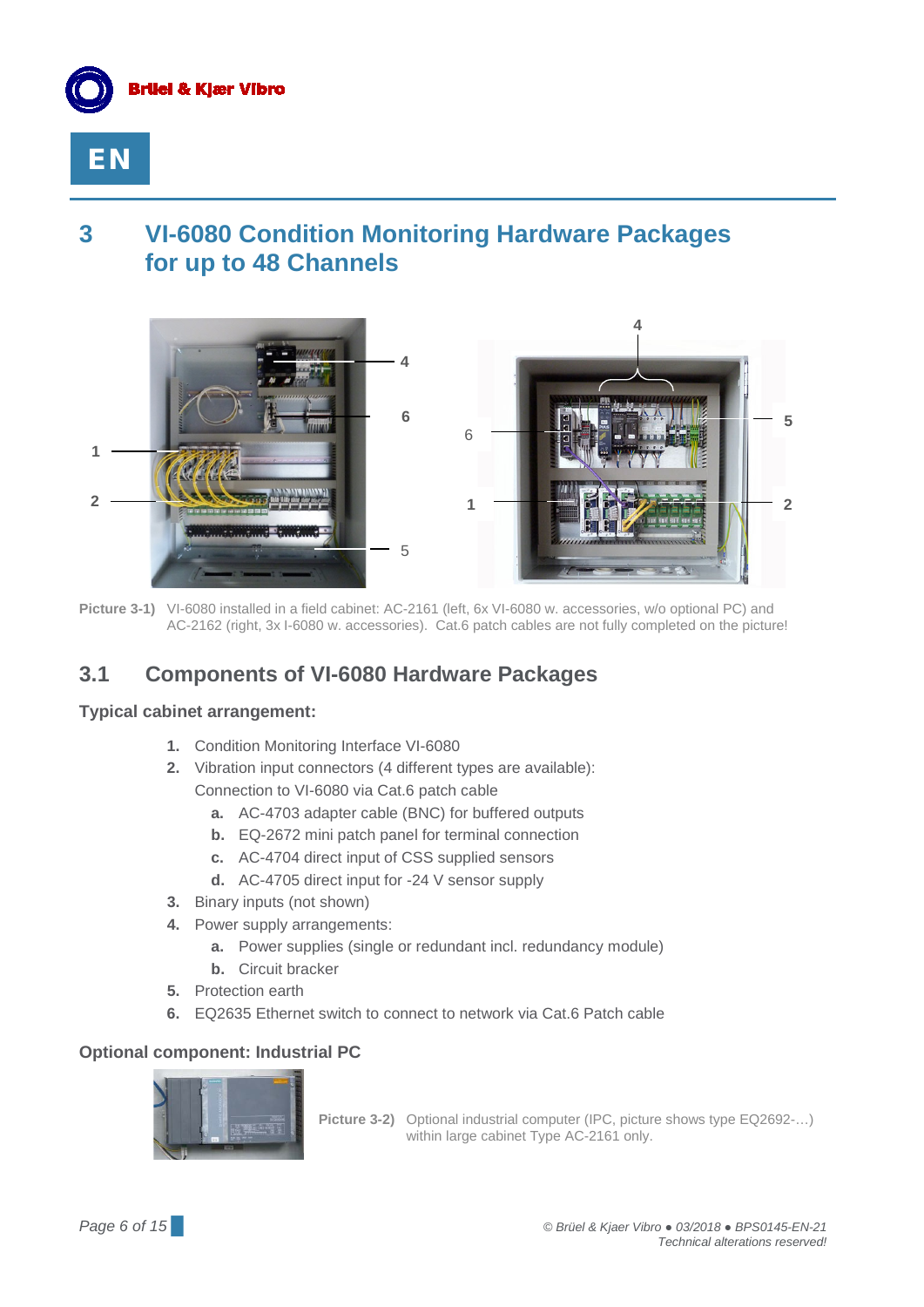# 3 VI-6080 Condition Monitoring Hardware Packages for up to 48 Channels

Picture 3-1) VI-6080 installed in a field cabinet: AC-2161 (left, 6x VI-6080 w. accessories, w/o optional PC) and AC-2162 (right, 3x I-6080 w. accessories). Cat.6 patch cables are not fully completed on the picture!

## 3.1 Components of VI-6080 Hardware Packages

**Typical cabinet arrangement:**

1. Condition Monitoring Interface VI-6080
2. Vibration input connectors (4 different types are available): Connection to VI-6080 via Cat.6 patch cable
   a. AC-4703 adapter cable (BNC) for buffered outputs
   b. EQ-2672 mini patch panel for terminal connection
   c. AC-4704 direct input of CSS supplied sensors
   d. AC-4705 direct input for -24 V sensor supply
3. Binary inputs (not shown)
4. Power supply arrangements:
   a. Power supplies (single or redundant incl. redundancy module)
   b. Circuit bracker
5. Protection earth
6. EQ2635 Ethernet switch to connect to network via Cat.6 Patch cable

**Optional component: Industrial PC**

Picture 3-2) Optional industrial computer (IPC, picture shows type EQ2692-…) within large cabinet Type AC-2161 only.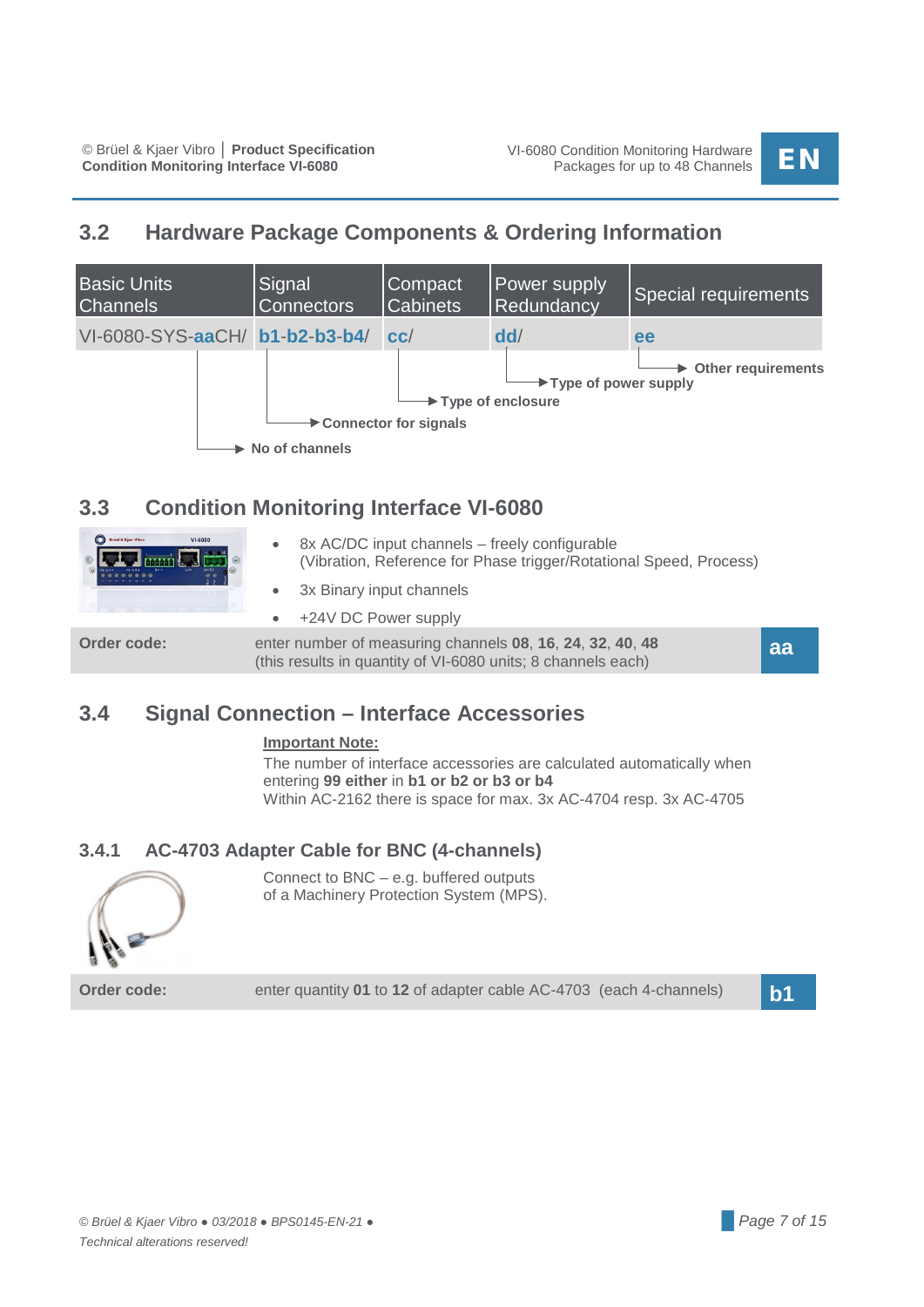## 3.2 Hardware Package Components & Ordering Information

| Basic Units Channels | Signal Connectors | Compact Cabinets | Power supply Redundancy | Special requirements |
|---|---|---|---|---|
| VI-6080-SYS-**aa**CH/ | **b1**-**b2**-**b3**-**b4**/ | **cc**/ | **dd**/ | **ee** |

- **ee** → **Other requirements**
- **dd** → **Type of power supply**
- **cc** → **Type of enclosure**
- **b1-b2-b3-b4** → **Connector for signals**
- **aa** → **No of channels**

## 3.3 Condition Monitoring Interface VI-6080

- 8x AC/DC input channels – freely configurable (Vibration, Reference for Phase trigger/Rotational Speed, Process)
- 3x Binary input channels
- +24V DC Power supply

| **Order code:** | enter number of measuring channels **08**, **16**, **24**, **32**, **40**, **48** (this results in quantity of VI-6080 units; 8 channels each) | **aa** |
|---|---|---|

## 3.4 Signal Connection – Interface Accessories

**Important Note:**
The number of interface accessories are calculated automatically when entering **99 either** in **b1 or b2 or b3 or b4**
Within AC-2162 there is space for max. 3x AC-4704 resp. 3x AC-4705

### 3.4.1 AC-4703 Adapter Cable for BNC (4-channels)

Connect to BNC – e.g. buffered outputs of a Machinery Protection System (MPS).

| **Order code:** | enter quantity **01** to **12** of adapter cable AC-4703 (each 4-channels) | **b1** |
|---|---|---|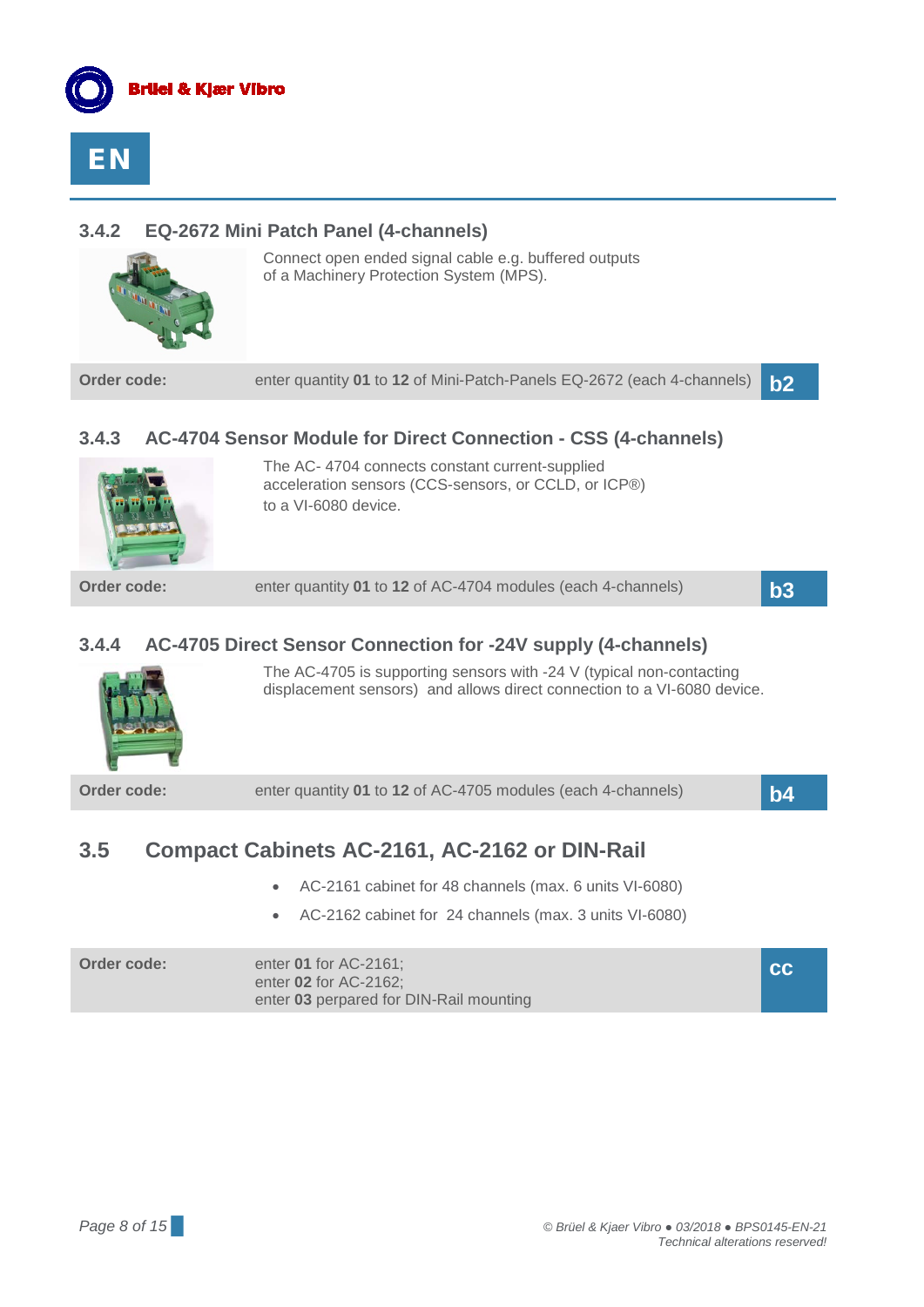### 3.4.2 EQ-2672 Mini Patch Panel (4-channels)

Connect open ended signal cable e.g. buffered outputs of a Machinery Protection System (MPS).

| Order code: | enter quantity **01** to **12** of Mini-Patch-Panels EQ-2672 (each 4-channels) | **b2** |
|---|---|---|

### 3.4.3 AC-4704 Sensor Module for Direct Connection - CSS (4-channels)

The AC- 4704 connects constant current-supplied acceleration sensors (CCS-sensors, or CCLD, or ICP®) to a VI-6080 device.

| Order code: | enter quantity **01** to **12** of AC-4704 modules (each 4-channels) | **b3** |
|---|---|---|

### 3.4.4 AC-4705 Direct Sensor Connection for -24V supply (4-channels)

The AC-4705 is supporting sensors with -24 V (typical non-contacting displacement sensors) and allows direct connection to a VI-6080 device.

| Order code: | enter quantity **01** to **12** of AC-4705 modules (each 4-channels) | **b4** |
|---|---|---|

## 3.5 Compact Cabinets AC-2161, AC-2162 or DIN-Rail

- AC-2161 cabinet for 48 channels (max. 6 units VI-6080)
- AC-2162 cabinet for 24 channels (max. 3 units VI-6080)

| Order code: | enter **01** for AC-2161;<br>enter **02** for AC-2162;<br>enter **03** perpared for DIN-Rail mounting | **cc** |
|---|---|---|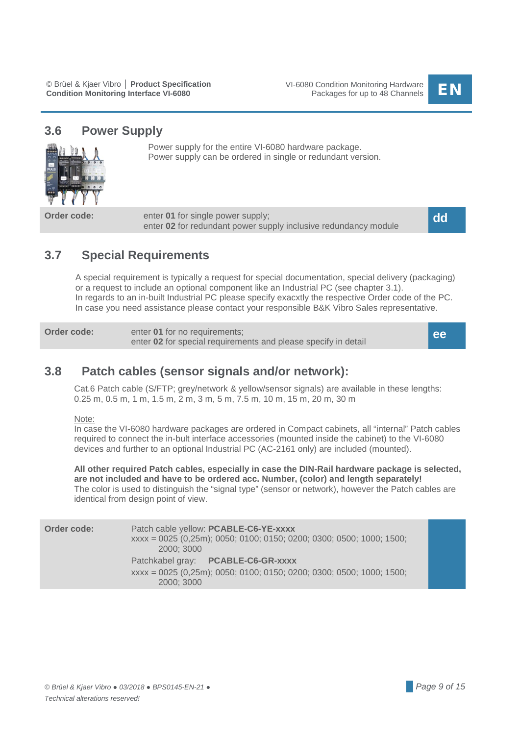## 3.6 Power Supply

Power supply for the entire VI-6080 hardware package.
Power supply can be ordered in single or redundant version.

| Order code: | enter **01** for single power supply;<br>enter **02** for redundant power supply inclusive redundancy module | **dd** |
|---|---|---|

## 3.7 Special Requirements

A special requirement is typically a request for special documentation, special delivery (packaging) or a request to include an optional component like an Industrial PC (see chapter 3.1).
In regards to an in-built Industrial PC please specify exacxtly the respective Order code of the PC.
In case you need assistance please contact your responsible B&K Vibro Sales representative.

| Order code: | enter **01** for no requirements;<br>enter **02** for special requirements and please specify in detail | **ee** |
|---|---|---|

## 3.8 Patch cables (sensor signals and/or network):

Cat.6 Patch cable (S/FTP; grey/network & yellow/sensor signals) are available in these lengths: 0.25 m, 0.5 m, 1 m, 1.5 m, 2 m, 3 m, 5 m, 7.5 m, 10 m, 15 m, 20 m, 30 m

Note:
In case the VI-6080 hardware packages are ordered in Compact cabinets, all "internal" Patch cables required to connect the in-bult interface accessories (mounted inside the cabinet) to the VI-6080 devices and further to an optional Industrial PC (AC-2161 only) are included (mounted).

**All other required Patch cables, especially in case the DIN-Rail hardware package is selected, are not included and have to be ordered acc. Number, (color) and length separately!**
The color is used to distinguish the "signal type" (sensor or network), however the Patch cables are identical from design point of view.

| Order code: | Patch cable yellow: **PCABLE-C6-YE-xxxx**<br>xxxx = 0025 (0,25m); 0050; 0100; 0150; 0200; 0300; 0500; 1000; 1500; 2000; 3000<br>Patchkabel gray: **PCABLE-C6-GR-xxxx**<br>xxxx = 0025 (0,25m); 0050; 0100; 0150; 0200; 0300; 0500; 1000; 1500; 2000; 3000 | |
|---|---|---|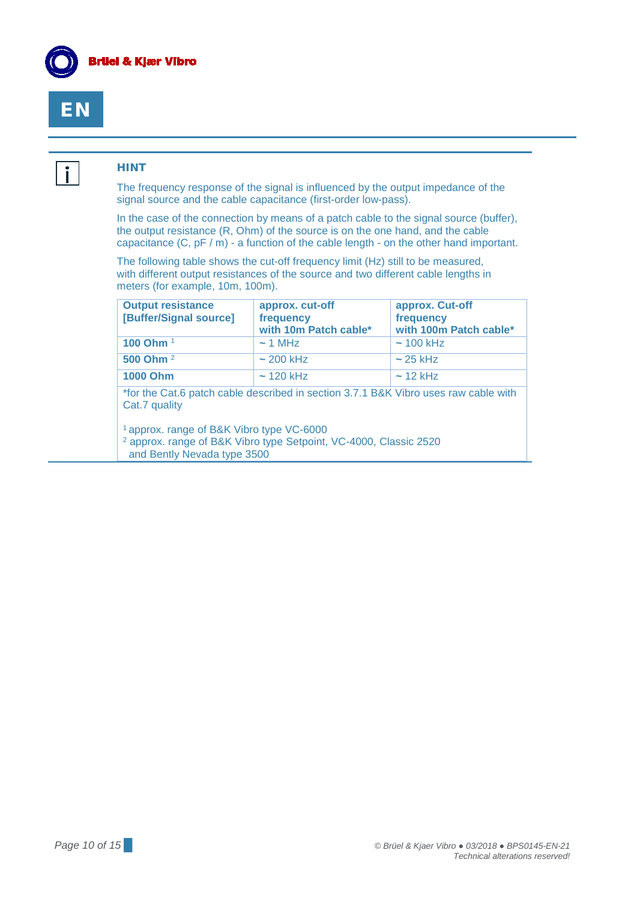EN

### HINT

The frequency response of the signal is influenced by the output impedance of the signal source and the cable capacitance (first-order low-pass).

In the case of the connection by means of a patch cable to the signal source (buffer), the output resistance (R, Ohm) of the source is on the one hand, and the cable capacitance (C, pF / m) - a function of the cable length - on the other hand important.

The following table shows the cut-off frequency limit (Hz) still to be measured, with different output resistances of the source and two different cable lengths in meters (for example, 10m, 100m).

| Output resistance [Buffer/Signal source] | approx. cut-off frequency with 10m Patch cable* | approx. Cut-off frequency with 100m Patch cable* |
|---|---|---|
| **100 Ohm** [1] | ~ 1 MHz | ~ 100 kHz |
| **500 Ohm** [2] | ~ 200 kHz | ~ 25 kHz |
| **1000 Ohm** | ~ 120 kHz | ~ 12 kHz |

*for the Cat.6 patch cable described in section 3.7.1 B&K Vibro uses raw cable with Cat.7 quality

[1] approx. range of B&K Vibro type VC-6000
[2] approx. range of B&K Vibro type Setpoint, VC-4000, Classic 2520 and Bently Nevada type 3500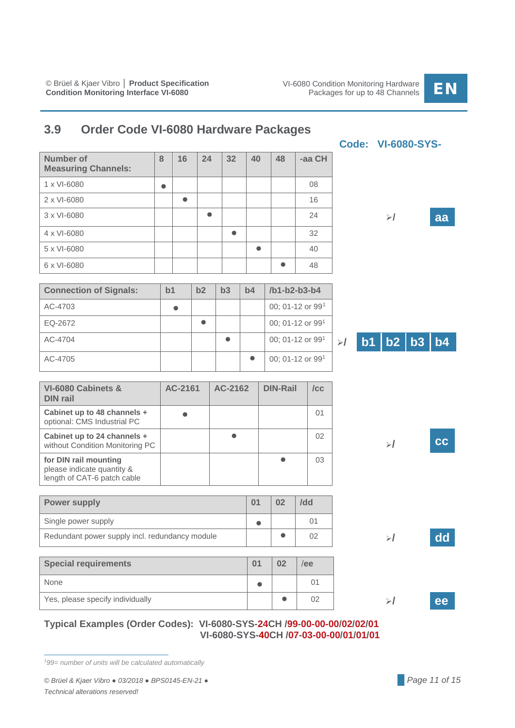## 3.9 Order Code VI-6080 Hardware Packages

**Code: VI-6080-SYS-**

| Number of Measuring Channels: | 8 | 16 | 24 | 32 | 40 | 48 | -aa CH |
|---|---|---|---|---|---|---|---|
| 1 x VI-6080 | ● | | | | | | 08 |
| 2 x VI-6080 | | ● | | | | | 16 |
| 3 x VI-6080 | | | ● | | | | 24 |
| 4 x VI-6080 | | | | ● | | | 32 |
| 5 x VI-6080 | | | | | ● | | 40 |
| 6 x VI-6080 | | | | | | ● | 48 |

➢/ **aa**

| Connection of Signals: | b1 | b2 | b3 | b4 | /b1-b2-b3-b4 |
|---|---|---|---|---|---|
| AC-4703 | ● | | | | 00; 01-12 or 99[1] |
| EQ-2672 | | ● | | | 00; 01-12 or 99[1] |
| AC-4704 | | | ● | | 00; 01-12 or 99[1] |
| AC-4705 | | | | ● | 00; 01-12 or 99[1] |

➢/ **b1 b2 b3 b4**

| VI-6080 Cabinets & DIN rail | AC-2161 | AC-2162 | DIN-Rail | /cc |
|---|---|---|---|---|
| **Cabinet up to 48 channels +** optional: CMS Industrial PC | ● | | | 01 |
| **Cabinet up to 24 channels +** without Condition Monitoring PC | | ● | | 02 |
| **for DIN rail mounting** please indicate quantity & length of CAT-6 patch cable | | | ● | 03 |

➢/ **cc**

| Power supply | 01 | 02 | /dd |
|---|---|---|---|
| Single power supply | ● | | 01 |
| Redundant power supply incl. redundancy module | | ● | 02 |

➢/ **dd**

| Special requirements | 01 | 02 | /ee |
|---|---|---|---|
| None | ● | | 01 |
| Yes, please specify individually | | ● | 02 |

➢/ **ee**

**Typical Examples (Order Codes): VI-6080-SYS-24CH /99-00-00-00/02/02/01**
**VI-6080-SYS-40CH /07-03-00-00/01/01/01**

---

[1] 99= number of units will be calculated automatically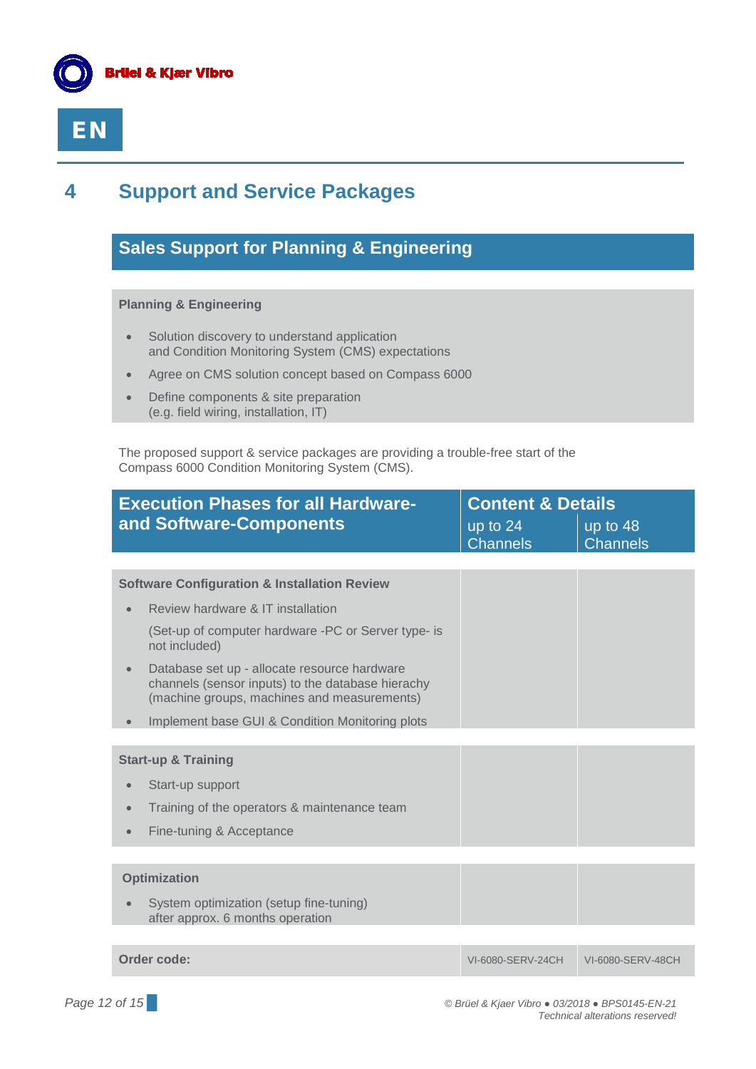# 4 Support and Service Packages

## Sales Support for Planning & Engineering

**Planning & Engineering**

- Solution discovery to understand application and Condition Monitoring System (CMS) expectations
- Agree on CMS solution concept based on Compass 6000
- Define components & site preparation (e.g. field wiring, installation, IT)

The proposed support & service packages are providing a trouble-free start of the Compass 6000 Condition Monitoring System (CMS).

| Execution Phases for all Hardware- and Software-Components | Content & Details | |
|---|---|---|
| | up to 24 Channels | up to 48 Channels |
| **Software Configuration & Installation Review**<br>• Review hardware & IT installation<br>(Set-up of computer hardware -PC or Server type- is not included)<br>• Database set up - allocate resource hardware channels (sensor inputs) to the database hierachy (machine groups, machines and measurements)<br>• Implement base GUI & Condition Monitoring plots | | |
| **Start-up & Training**<br>• Start-up support<br>• Training of the operators & maintenance team<br>• Fine-tuning & Acceptance | | |
| **Optimization**<br>• System optimization (setup fine-tuning) after approx. 6 months operation | | |
| **Order code:** | VI-6080-SERV-24CH | VI-6080-SERV-48CH |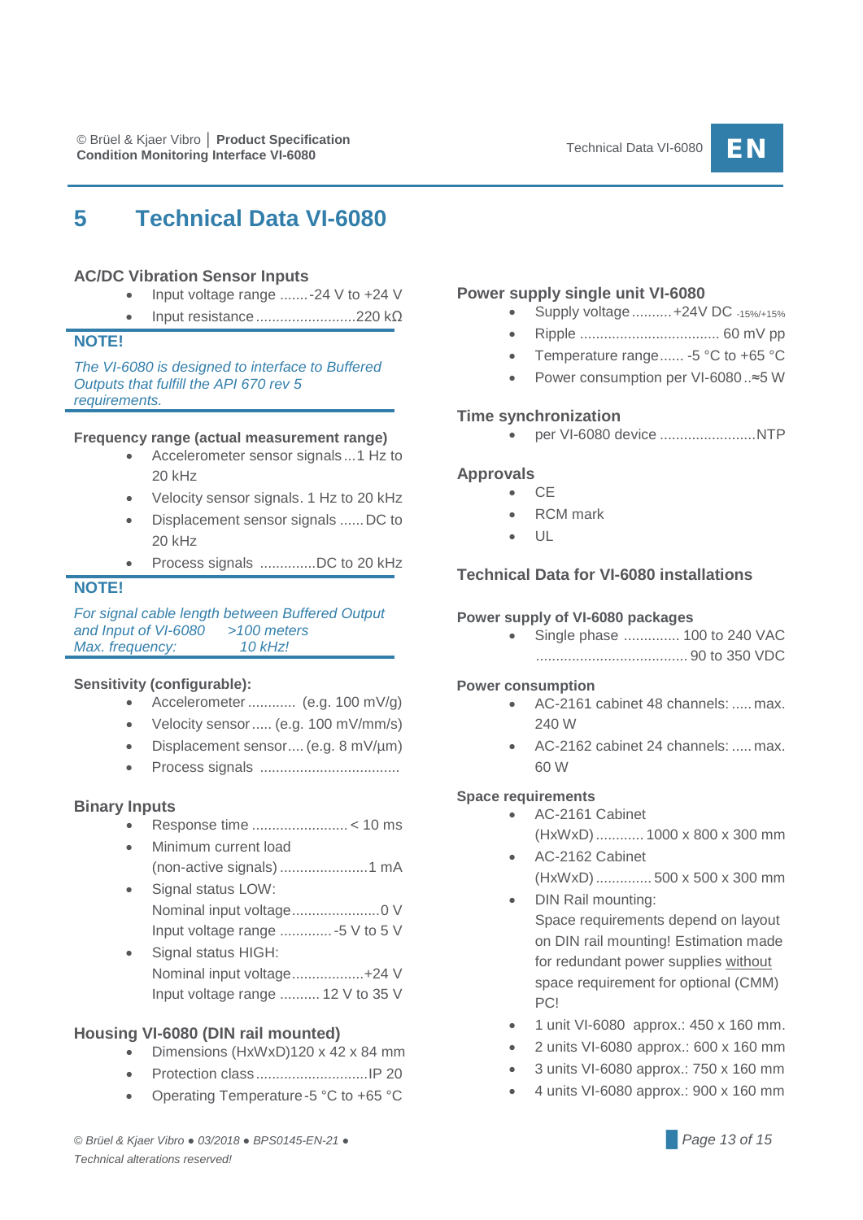# 5 Technical Data VI-6080

### AC/DC Vibration Sensor Inputs

- Input voltage range .......-24 V to +24 V
- Input resistance ........................220 kΩ

**NOTE!**

*The VI-6080 is designed to interface to Buffered Outputs that fulfill the API 670 rev 5 requirements.*

#### Frequency range (actual measurement range)

- Accelerometer sensor signals ...1 Hz to 20 kHz
- Velocity sensor signals. 1 Hz to 20 kHz
- Displacement sensor signals ......DC to 20 kHz
- Process signals .............DC to 20 kHz

**NOTE!**

*For signal cable length between Buffered Output and Input of VI-6080 >100 meters*
*Max. frequency: 10 kHz!*

#### Sensitivity (configurable):

- Accelerometer ............ (e.g. 100 mV/g)
- Velocity sensor ..... (e.g. 100 mV/mm/s)
- Displacement sensor.... (e.g. 8 mV/µm)
- Process signals ..................................

### Binary Inputs

- Response time ....................... < 10 ms
- Minimum current load (non-active signals) .....................1 mA
- Signal status LOW:
  Nominal input voltage.....................0 V
  Input voltage range ............ -5 V to 5 V
- Signal status HIGH:
  Nominal input voltage..................+24 V
  Input voltage range .......... 12 V to 35 V

### Housing VI-6080 (DIN rail mounted)

- Dimensions (HxWxD)120 x 42 x 84 mm
- Protection class...........................IP 20
- Operating Temperature -5 °C to +65 °C

### Power supply single unit VI-6080

- Supply voltage..........+24V DC $_{-15\%/+15\%}$
- Ripple .................................. 60 mV pp
- Temperature range...... -5 °C to +65 °C
- Power consumption per VI-6080..≈5 W

### Time synchronization

- per VI-6080 device ........................NTP

### Approvals

- CE
- RCM mark
- UL

### Technical Data for VI-6080 installations

#### Power supply of VI-6080 packages

- Single phase ............. 100 to 240 VAC
  ..................................... 90 to 350 VDC

#### Power consumption

- AC-2161 cabinet 48 channels: ..... max. 240 W
- AC-2162 cabinet 24 channels: ..... max. 60 W

#### Space requirements

- AC-2161 Cabinet (HxWxD)........... 1000 x 800 x 300 mm
- AC-2162 Cabinet (HxWxD)............. 500 x 500 x 300 mm
- DIN Rail mounting:
  Space requirements depend on layout on DIN rail mounting! Estimation made for redundant power supplies without space requirement for optional (CMM) PC!
- 1 unit VI-6080 approx.: 450 x 160 mm.
- 2 units VI-6080 approx.: 600 x 160 mm
- 3 units VI-6080 approx.: 750 x 160 mm
- 4 units VI-6080 approx.: 900 x 160 mm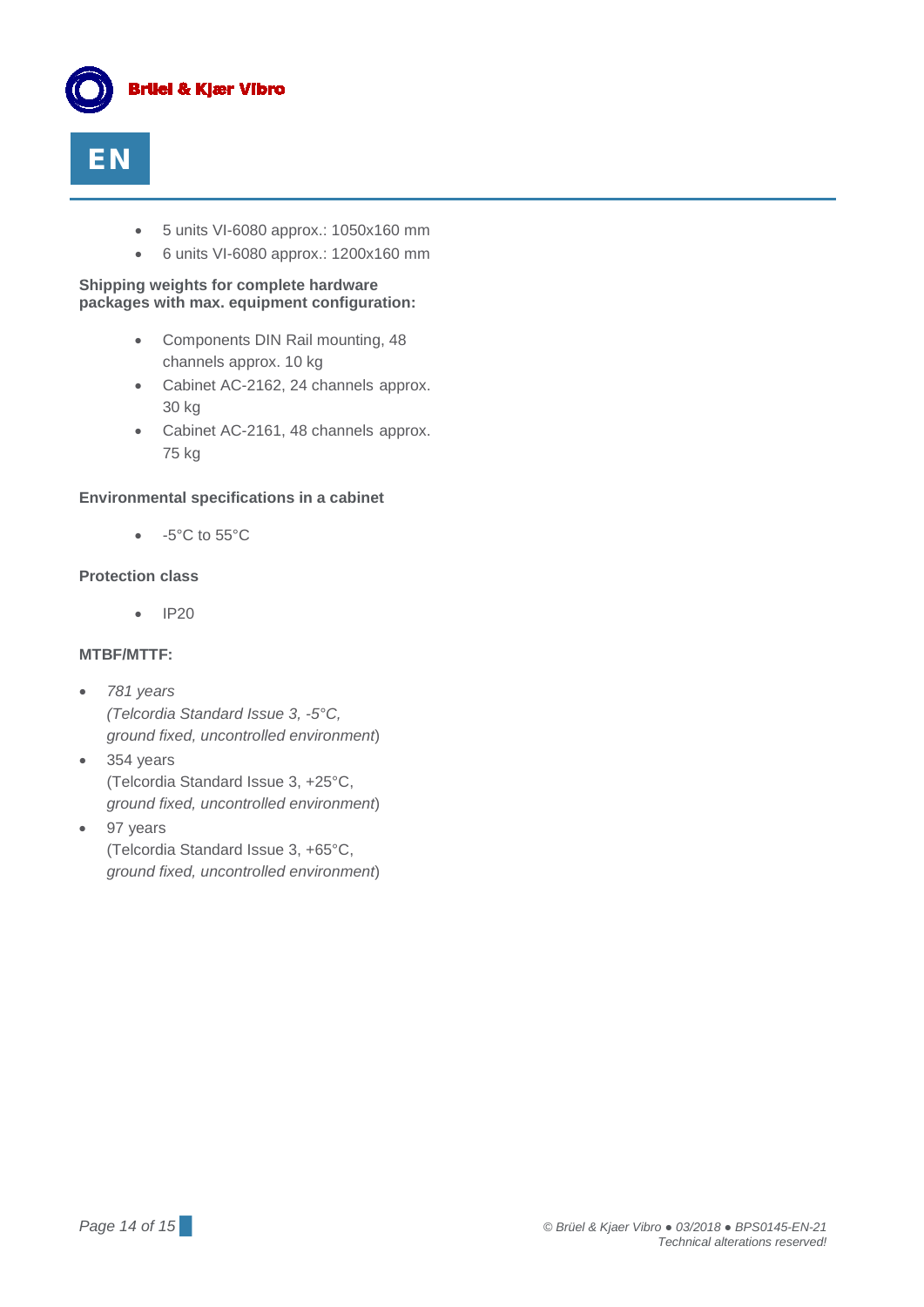- 5 units VI-6080 approx.: 1050x160 mm
- 6 units VI-6080 approx.: 1200x160 mm

**Shipping weights for complete hardware packages with max. equipment configuration:**

- Components DIN Rail mounting, 48 channels approx. 10 kg
- Cabinet AC-2162, 24 channels approx. 30 kg
- Cabinet AC-2161, 48 channels approx. 75 kg

**Environmental specifications in a cabinet**

- -5°C to 55°C

**Protection class**

- IP20

**MTBF/MTTF:**

- *781 years*
  *(Telcordia Standard Issue 3, -5°C, ground fixed, uncontrolled environment*)
- 354 years
  (Telcordia Standard Issue 3, +25°C, *ground fixed, uncontrolled environment*)
- 97 years
  (Telcordia Standard Issue 3, +65°C, *ground fixed, uncontrolled environment*)